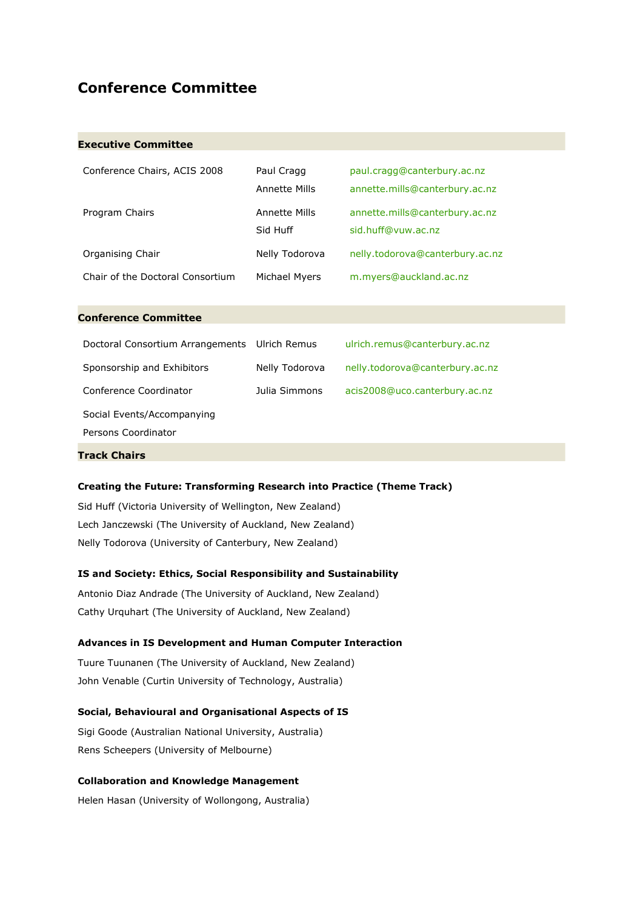# Conference Committee

## Executive Committee

| | | |
|---|---|---|
| Conference Chairs, ACIS 2008 | Paul Cragg | paul.cragg@canterbury.ac.nz |
| | Annette Mills | annette.mills@canterbury.ac.nz |
| Program Chairs | Annette Mills | annette.mills@canterbury.ac.nz |
| | Sid Huff | sid.huff@vuw.ac.nz |
| Organising Chair | Nelly Todorova | nelly.todorova@canterbury.ac.nz |
| Chair of the Doctoral Consortium | Michael Myers | m.myers@auckland.ac.nz |

## Conference Committee

| | | |
|---|---|---|
| Doctoral Consortium Arrangements | Ulrich Remus | ulrich.remus@canterbury.ac.nz |
| Sponsorship and Exhibitors | Nelly Todorova | nelly.todorova@canterbury.ac.nz |
| Conference Coordinator | Julia Simmons | acis2008@uco.canterbury.ac.nz |
| Social Events/Accompanying Persons Coordinator | | |

## Track Chairs

**Creating the Future: Transforming Research into Practice (Theme Track)**

Sid Huff (Victoria University of Wellington, New Zealand)

Lech Janczewski (The University of Auckland, New Zealand)

Nelly Todorova (University of Canterbury, New Zealand)

**IS and Society: Ethics, Social Responsibility and Sustainability**

Antonio Diaz Andrade (The University of Auckland, New Zealand)

Cathy Urquhart (The University of Auckland, New Zealand)

**Advances in IS Development and Human Computer Interaction**

Tuure Tuunanen (The University of Auckland, New Zealand)

John Venable (Curtin University of Technology, Australia)

**Social, Behavioural and Organisational Aspects of IS**

Sigi Goode (Australian National University, Australia)

Rens Scheepers (University of Melbourne)

**Collaboration and Knowledge Management**

Helen Hasan (University of Wollongong, Australia)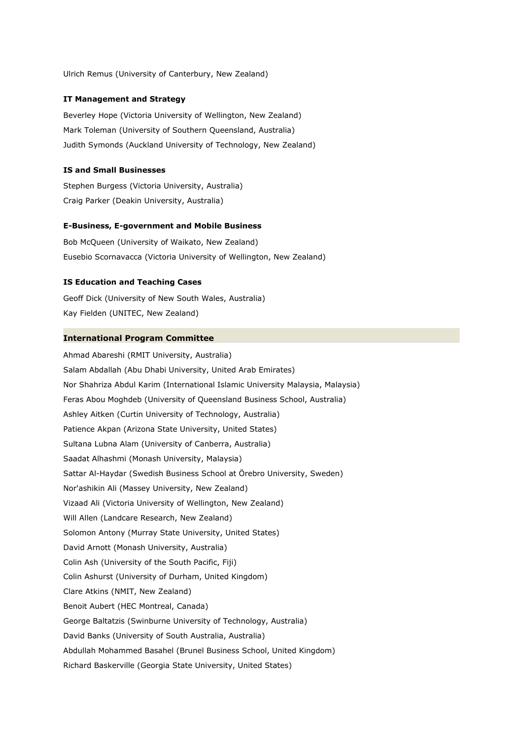Ulrich Remus (University of Canterbury, New Zealand)

**IT Management and Strategy**

Beverley Hope (Victoria University of Wellington, New Zealand)
Mark Toleman (University of Southern Queensland, Australia)
Judith Symonds (Auckland University of Technology, New Zealand)

**IS and Small Businesses**

Stephen Burgess (Victoria University, Australia)
Craig Parker (Deakin University, Australia)

**E-Business, E-government and Mobile Business**

Bob McQueen (University of Waikato, New Zealand)
Eusebio Scornavacca (Victoria University of Wellington, New Zealand)

**IS Education and Teaching Cases**

Geoff Dick (University of New South Wales, Australia)
Kay Fielden (UNITEC, New Zealand)

## International Program Committee

Ahmad Abareshi (RMIT University, Australia)
Salam Abdallah (Abu Dhabi University, United Arab Emirates)
Nor Shahriza Abdul Karim (International Islamic University Malaysia, Malaysia)
Feras Abou Moghdeb (University of Queensland Business School, Australia)
Ashley Aitken (Curtin University of Technology, Australia)
Patience Akpan (Arizona State University, United States)
Sultana Lubna Alam (University of Canberra, Australia)
Saadat Alhashmi (Monash University, Malaysia)
Sattar Al-Haydar (Swedish Business School at Örebro University, Sweden)
Nor'ashikin Ali (Massey University, New Zealand)
Vizaad Ali (Victoria University of Wellington, New Zealand)
Will Allen (Landcare Research, New Zealand)
Solomon Antony (Murray State University, United States)
David Arnott (Monash University, Australia)
Colin Ash (University of the South Pacific, Fiji)
Colin Ashurst (University of Durham, United Kingdom)
Clare Atkins (NMIT, New Zealand)
Benoit Aubert (HEC Montreal, Canada)
George Baltatzis (Swinburne University of Technology, Australia)
David Banks (University of South Australia, Australia)
Abdullah Mohammed Basahel (Brunel Business School, United Kingdom)
Richard Baskerville (Georgia State University, United States)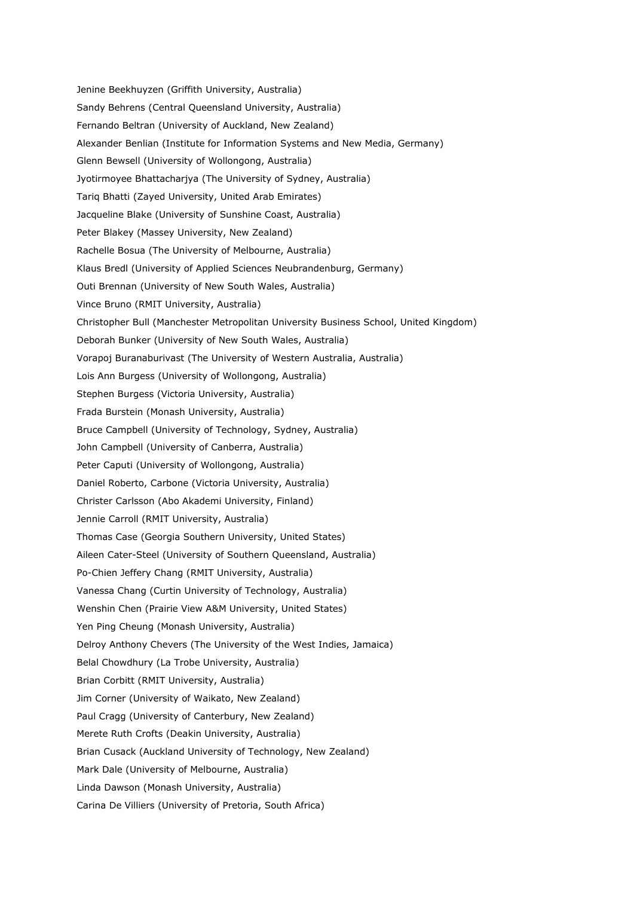Jenine Beekhuyzen (Griffith University, Australia)

Sandy Behrens (Central Queensland University, Australia)

Fernando Beltran (University of Auckland, New Zealand)

Alexander Benlian (Institute for Information Systems and New Media, Germany)

Glenn Bewsell (University of Wollongong, Australia)

Jyotirmoyee Bhattacharjya (The University of Sydney, Australia)

Tariq Bhatti (Zayed University, United Arab Emirates)

Jacqueline Blake (University of Sunshine Coast, Australia)

Peter Blakey (Massey University, New Zealand)

Rachelle Bosua (The University of Melbourne, Australia)

Klaus Bredl (University of Applied Sciences Neubrandenburg, Germany)

Outi Brennan (University of New South Wales, Australia)

Vince Bruno (RMIT University, Australia)

Christopher Bull (Manchester Metropolitan University Business School, United Kingdom)

Deborah Bunker (University of New South Wales, Australia)

Vorapoj Buranaburivast (The University of Western Australia, Australia)

Lois Ann Burgess (University of Wollongong, Australia)

Stephen Burgess (Victoria University, Australia)

Frada Burstein (Monash University, Australia)

Bruce Campbell (University of Technology, Sydney, Australia)

John Campbell (University of Canberra, Australia)

Peter Caputi (University of Wollongong, Australia)

Daniel Roberto, Carbone (Victoria University, Australia)

Christer Carlsson (Abo Akademi University, Finland)

Jennie Carroll (RMIT University, Australia)

Thomas Case (Georgia Southern University, United States)

Aileen Cater-Steel (University of Southern Queensland, Australia)

Po-Chien Jeffery Chang (RMIT University, Australia)

Vanessa Chang (Curtin University of Technology, Australia)

Wenshin Chen (Prairie View A&M University, United States)

Yen Ping Cheung (Monash University, Australia)

Delroy Anthony Chevers (The University of the West Indies, Jamaica)

Belal Chowdhury (La Trobe University, Australia)

Brian Corbitt (RMIT University, Australia)

Jim Corner (University of Waikato, New Zealand)

Paul Cragg (University of Canterbury, New Zealand)

Merete Ruth Crofts (Deakin University, Australia)

Brian Cusack (Auckland University of Technology, New Zealand)

Mark Dale (University of Melbourne, Australia)

Linda Dawson (Monash University, Australia)

Carina De Villiers (University of Pretoria, South Africa)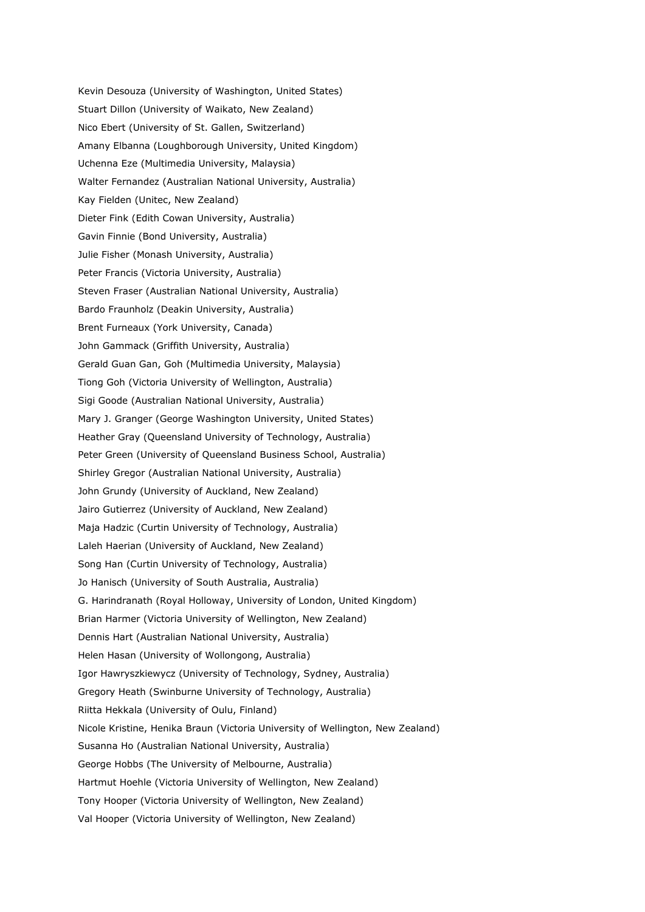Kevin Desouza (University of Washington, United States)

Stuart Dillon (University of Waikato, New Zealand)

Nico Ebert (University of St. Gallen, Switzerland)

Amany Elbanna (Loughborough University, United Kingdom)

Uchenna Eze (Multimedia University, Malaysia)

Walter Fernandez (Australian National University, Australia)

Kay Fielden (Unitec, New Zealand)

Dieter Fink (Edith Cowan University, Australia)

Gavin Finnie (Bond University, Australia)

Julie Fisher (Monash University, Australia)

Peter Francis (Victoria University, Australia)

Steven Fraser (Australian National University, Australia)

Bardo Fraunholz (Deakin University, Australia)

Brent Furneaux (York University, Canada)

John Gammack (Griffith University, Australia)

Gerald Guan Gan, Goh (Multimedia University, Malaysia)

Tiong Goh (Victoria University of Wellington, Australia)

Sigi Goode (Australian National University, Australia)

Mary J. Granger (George Washington University, United States)

Heather Gray (Queensland University of Technology, Australia)

Peter Green (University of Queensland Business School, Australia)

Shirley Gregor (Australian National University, Australia)

John Grundy (University of Auckland, New Zealand)

Jairo Gutierrez (University of Auckland, New Zealand)

Maja Hadzic (Curtin University of Technology, Australia)

Laleh Haerian (University of Auckland, New Zealand)

Song Han (Curtin University of Technology, Australia)

Jo Hanisch (University of South Australia, Australia)

G. Harindranath (Royal Holloway, University of London, United Kingdom)

Brian Harmer (Victoria University of Wellington, New Zealand)

Dennis Hart (Australian National University, Australia)

Helen Hasan (University of Wollongong, Australia)

Igor Hawryszkiewycz (University of Technology, Sydney, Australia)

Gregory Heath (Swinburne University of Technology, Australia)

Riitta Hekkala (University of Oulu, Finland)

Nicole Kristine, Henika Braun (Victoria University of Wellington, New Zealand)

Susanna Ho (Australian National University, Australia)

George Hobbs (The University of Melbourne, Australia)

Hartmut Hoehle (Victoria University of Wellington, New Zealand)

Tony Hooper (Victoria University of Wellington, New Zealand)

Val Hooper (Victoria University of Wellington, New Zealand)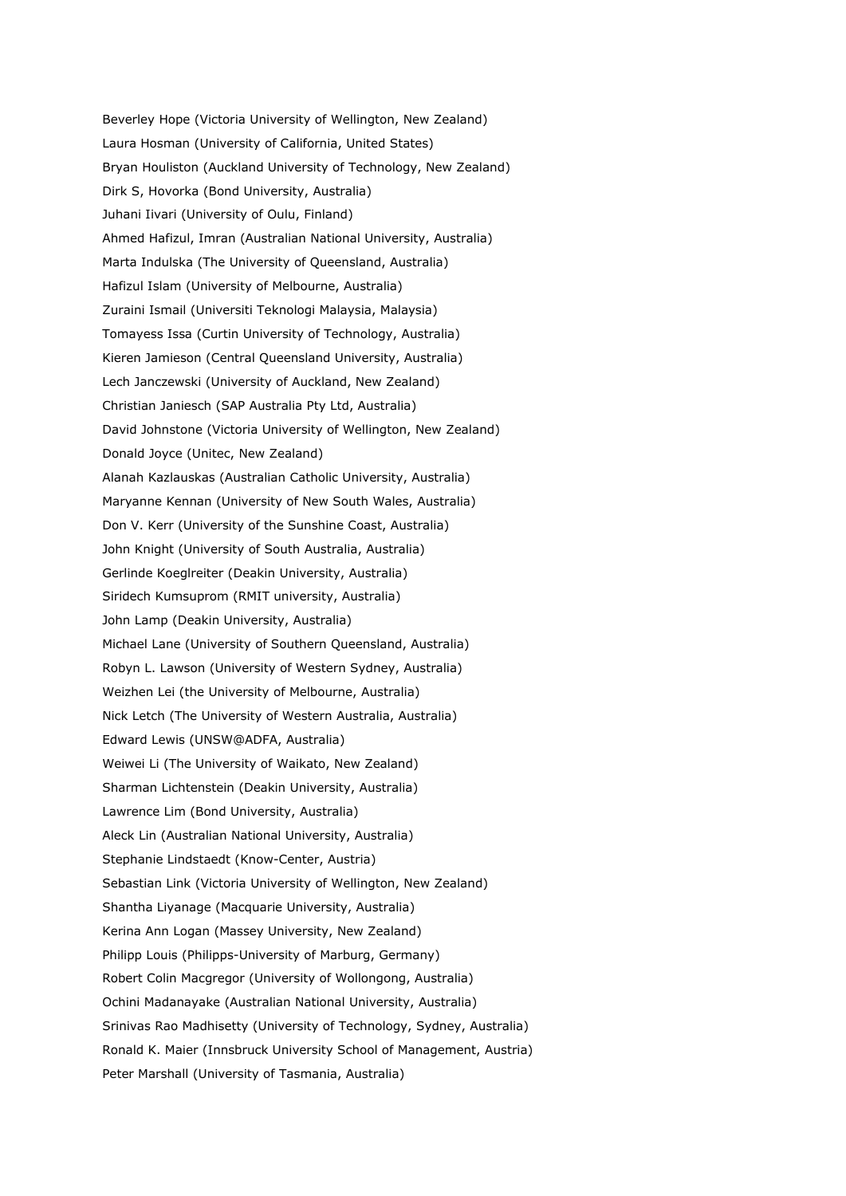Beverley Hope (Victoria University of Wellington, New Zealand)

Laura Hosman (University of California, United States)

Bryan Houliston (Auckland University of Technology, New Zealand)

Dirk S, Hovorka (Bond University, Australia)

Juhani Iivari (University of Oulu, Finland)

Ahmed Hafizul, Imran (Australian National University, Australia)

Marta Indulska (The University of Queensland, Australia)

Hafizul Islam (University of Melbourne, Australia)

Zuraini Ismail (Universiti Teknologi Malaysia, Malaysia)

Tomayess Issa (Curtin University of Technology, Australia)

Kieren Jamieson (Central Queensland University, Australia)

Lech Janczewski (University of Auckland, New Zealand)

Christian Janiesch (SAP Australia Pty Ltd, Australia)

David Johnstone (Victoria University of Wellington, New Zealand)

Donald Joyce (Unitec, New Zealand)

Alanah Kazlauskas (Australian Catholic University, Australia)

Maryanne Kennan (University of New South Wales, Australia)

Don V. Kerr (University of the Sunshine Coast, Australia)

John Knight (University of South Australia, Australia)

Gerlinde Koeglreiter (Deakin University, Australia)

Siridech Kumsuprom (RMIT university, Australia)

John Lamp (Deakin University, Australia)

Michael Lane (University of Southern Queensland, Australia)

Robyn L. Lawson (University of Western Sydney, Australia)

Weizhen Lei (the University of Melbourne, Australia)

Nick Letch (The University of Western Australia, Australia)

Edward Lewis (UNSW@ADFA, Australia)

Weiwei Li (The University of Waikato, New Zealand)

Sharman Lichtenstein (Deakin University, Australia)

Lawrence Lim (Bond University, Australia)

Aleck Lin (Australian National University, Australia)

Stephanie Lindstaedt (Know-Center, Austria)

Sebastian Link (Victoria University of Wellington, New Zealand)

Shantha Liyanage (Macquarie University, Australia)

Kerina Ann Logan (Massey University, New Zealand)

Philipp Louis (Philipps-University of Marburg, Germany)

Robert Colin Macgregor (University of Wollongong, Australia)

Ochini Madanayake (Australian National University, Australia)

Srinivas Rao Madhisetty (University of Technology, Sydney, Australia)

Ronald K. Maier (Innsbruck University School of Management, Austria)

Peter Marshall (University of Tasmania, Australia)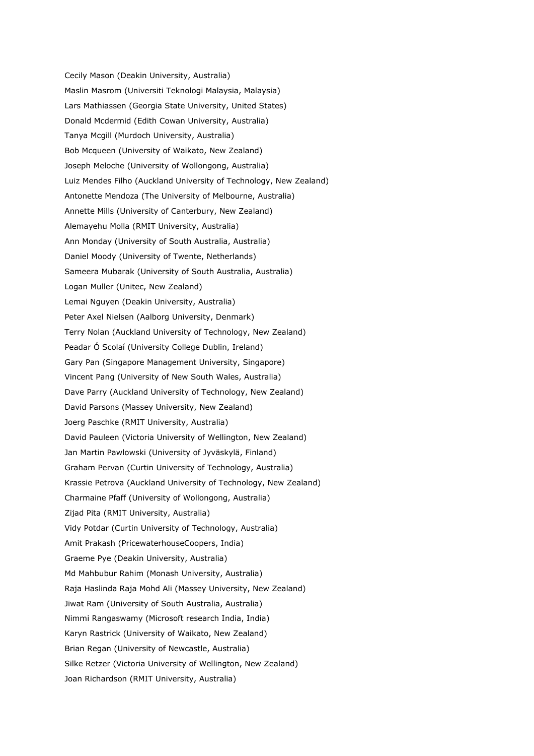Cecily Mason (Deakin University, Australia)

Maslin Masrom (Universiti Teknologi Malaysia, Malaysia)

Lars Mathiassen (Georgia State University, United States)

Donald Mcdermid (Edith Cowan University, Australia)

Tanya Mcgill (Murdoch University, Australia)

Bob Mcqueen (University of Waikato, New Zealand)

Joseph Meloche (University of Wollongong, Australia)

Luiz Mendes Filho (Auckland University of Technology, New Zealand)

Antonette Mendoza (The University of Melbourne, Australia)

Annette Mills (University of Canterbury, New Zealand)

Alemayehu Molla (RMIT University, Australia)

Ann Monday (University of South Australia, Australia)

Daniel Moody (University of Twente, Netherlands)

Sameera Mubarak (University of South Australia, Australia)

Logan Muller (Unitec, New Zealand)

Lemai Nguyen (Deakin University, Australia)

Peter Axel Nielsen (Aalborg University, Denmark)

Terry Nolan (Auckland University of Technology, New Zealand)

Peadar Ó Scolaí (University College Dublin, Ireland)

Gary Pan (Singapore Management University, Singapore)

Vincent Pang (University of New South Wales, Australia)

Dave Parry (Auckland University of Technology, New Zealand)

David Parsons (Massey University, New Zealand)

Joerg Paschke (RMIT University, Australia)

David Pauleen (Victoria University of Wellington, New Zealand)

Jan Martin Pawlowski (University of Jyväskylä, Finland)

Graham Pervan (Curtin University of Technology, Australia)

Krassie Petrova (Auckland University of Technology, New Zealand)

Charmaine Pfaff (University of Wollongong, Australia)

Zijad Pita (RMIT University, Australia)

Vidy Potdar (Curtin University of Technology, Australia)

Amit Prakash (PricewaterhouseCoopers, India)

Graeme Pye (Deakin University, Australia)

Md Mahbubur Rahim (Monash University, Australia)

Raja Haslinda Raja Mohd Ali (Massey University, New Zealand)

Jiwat Ram (University of South Australia, Australia)

Nimmi Rangaswamy (Microsoft research India, India)

Karyn Rastrick (University of Waikato, New Zealand)

Brian Regan (University of Newcastle, Australia)

Silke Retzer (Victoria University of Wellington, New Zealand)

Joan Richardson (RMIT University, Australia)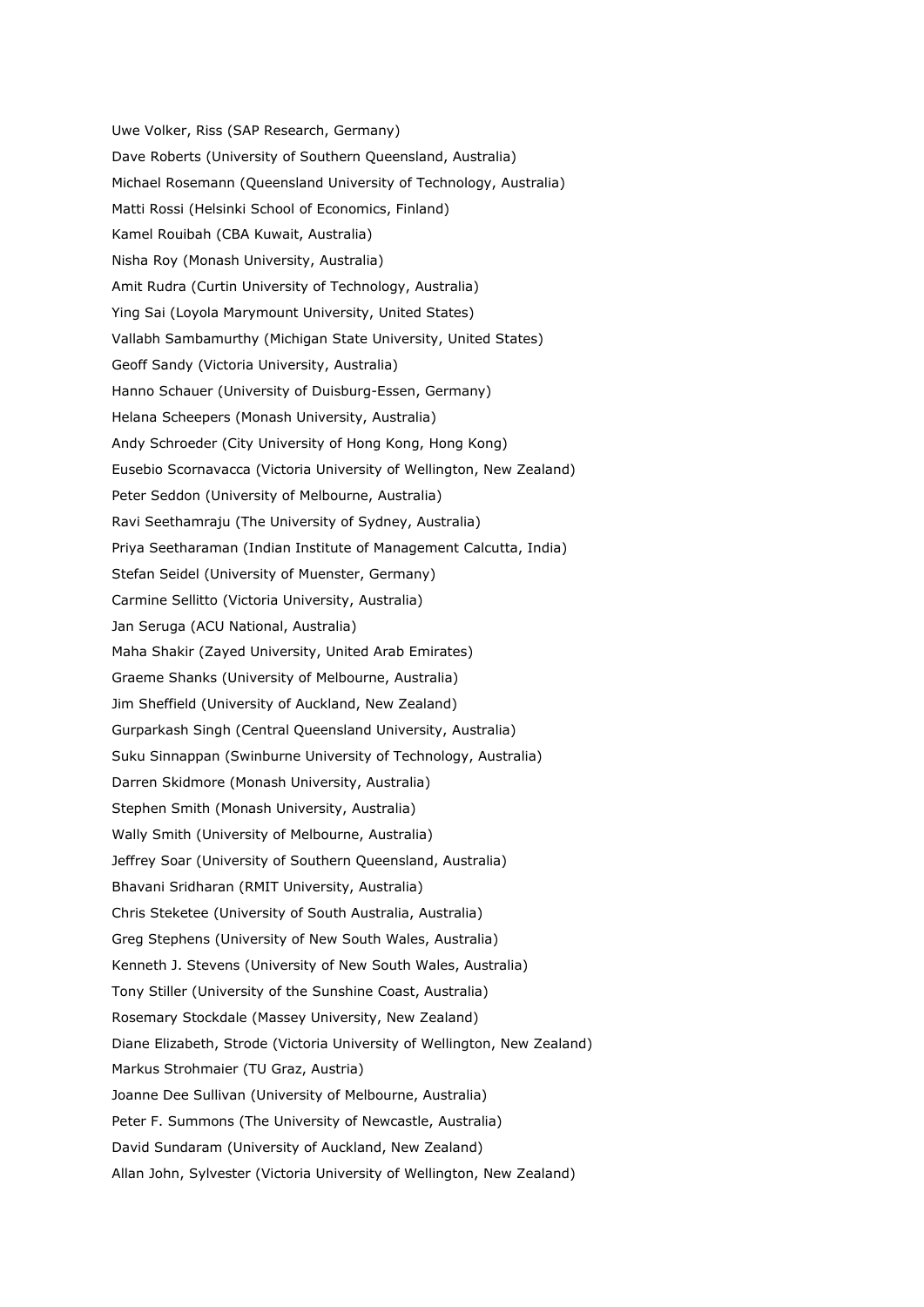Uwe Volker, Riss (SAP Research, Germany)

Dave Roberts (University of Southern Queensland, Australia)

Michael Rosemann (Queensland University of Technology, Australia)

Matti Rossi (Helsinki School of Economics, Finland)

Kamel Rouibah (CBA Kuwait, Australia)

Nisha Roy (Monash University, Australia)

Amit Rudra (Curtin University of Technology, Australia)

Ying Sai (Loyola Marymount University, United States)

Vallabh Sambamurthy (Michigan State University, United States)

Geoff Sandy (Victoria University, Australia)

Hanno Schauer (University of Duisburg-Essen, Germany)

Helana Scheepers (Monash University, Australia)

Andy Schroeder (City University of Hong Kong, Hong Kong)

Eusebio Scornavacca (Victoria University of Wellington, New Zealand)

Peter Seddon (University of Melbourne, Australia)

Ravi Seethamraju (The University of Sydney, Australia)

Priya Seetharaman (Indian Institute of Management Calcutta, India)

Stefan Seidel (University of Muenster, Germany)

Carmine Sellitto (Victoria University, Australia)

Jan Seruga (ACU National, Australia)

Maha Shakir (Zayed University, United Arab Emirates)

Graeme Shanks (University of Melbourne, Australia)

Jim Sheffield (University of Auckland, New Zealand)

Gurparkash Singh (Central Queensland University, Australia)

Suku Sinnappan (Swinburne University of Technology, Australia)

Darren Skidmore (Monash University, Australia)

Stephen Smith (Monash University, Australia)

Wally Smith (University of Melbourne, Australia)

Jeffrey Soar (University of Southern Queensland, Australia)

Bhavani Sridharan (RMIT University, Australia)

Chris Steketee (University of South Australia, Australia)

Greg Stephens (University of New South Wales, Australia)

Kenneth J. Stevens (University of New South Wales, Australia)

Tony Stiller (University of the Sunshine Coast, Australia)

Rosemary Stockdale (Massey University, New Zealand)

Diane Elizabeth, Strode (Victoria University of Wellington, New Zealand)

Markus Strohmaier (TU Graz, Austria)

Joanne Dee Sullivan (University of Melbourne, Australia)

Peter F. Summons (The University of Newcastle, Australia)

David Sundaram (University of Auckland, New Zealand)

Allan John, Sylvester (Victoria University of Wellington, New Zealand)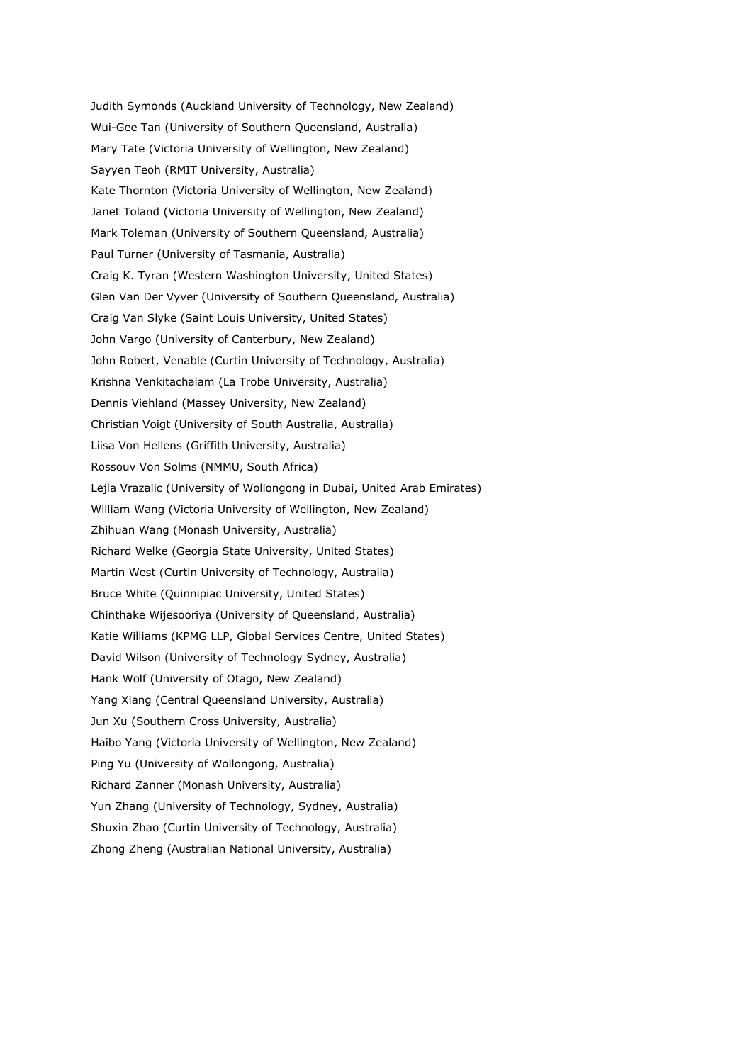Judith Symonds (Auckland University of Technology, New Zealand)

Wui-Gee Tan (University of Southern Queensland, Australia)

Mary Tate (Victoria University of Wellington, New Zealand)

Sayyen Teoh (RMIT University, Australia)

Kate Thornton (Victoria University of Wellington, New Zealand)

Janet Toland (Victoria University of Wellington, New Zealand)

Mark Toleman (University of Southern Queensland, Australia)

Paul Turner (University of Tasmania, Australia)

Craig K. Tyran (Western Washington University, United States)

Glen Van Der Vyver (University of Southern Queensland, Australia)

Craig Van Slyke (Saint Louis University, United States)

John Vargo (University of Canterbury, New Zealand)

John Robert, Venable (Curtin University of Technology, Australia)

Krishna Venkitachalam (La Trobe University, Australia)

Dennis Viehland (Massey University, New Zealand)

Christian Voigt (University of South Australia, Australia)

Liisa Von Hellens (Griffith University, Australia)

Rossouv Von Solms (NMMU, South Africa)

Lejla Vrazalic (University of Wollongong in Dubai, United Arab Emirates)

William Wang (Victoria University of Wellington, New Zealand)

Zhihuan Wang (Monash University, Australia)

Richard Welke (Georgia State University, United States)

Martin West (Curtin University of Technology, Australia)

Bruce White (Quinnipiac University, United States)

Chinthake Wijesooriya (University of Queensland, Australia)

Katie Williams (KPMG LLP, Global Services Centre, United States)

David Wilson (University of Technology Sydney, Australia)

Hank Wolf (University of Otago, New Zealand)

Yang Xiang (Central Queensland University, Australia)

Jun Xu (Southern Cross University, Australia)

Haibo Yang (Victoria University of Wellington, New Zealand)

Ping Yu (University of Wollongong, Australia)

Richard Zanner (Monash University, Australia)

Yun Zhang (University of Technology, Sydney, Australia)

Shuxin Zhao (Curtin University of Technology, Australia)

Zhong Zheng (Australian National University, Australia)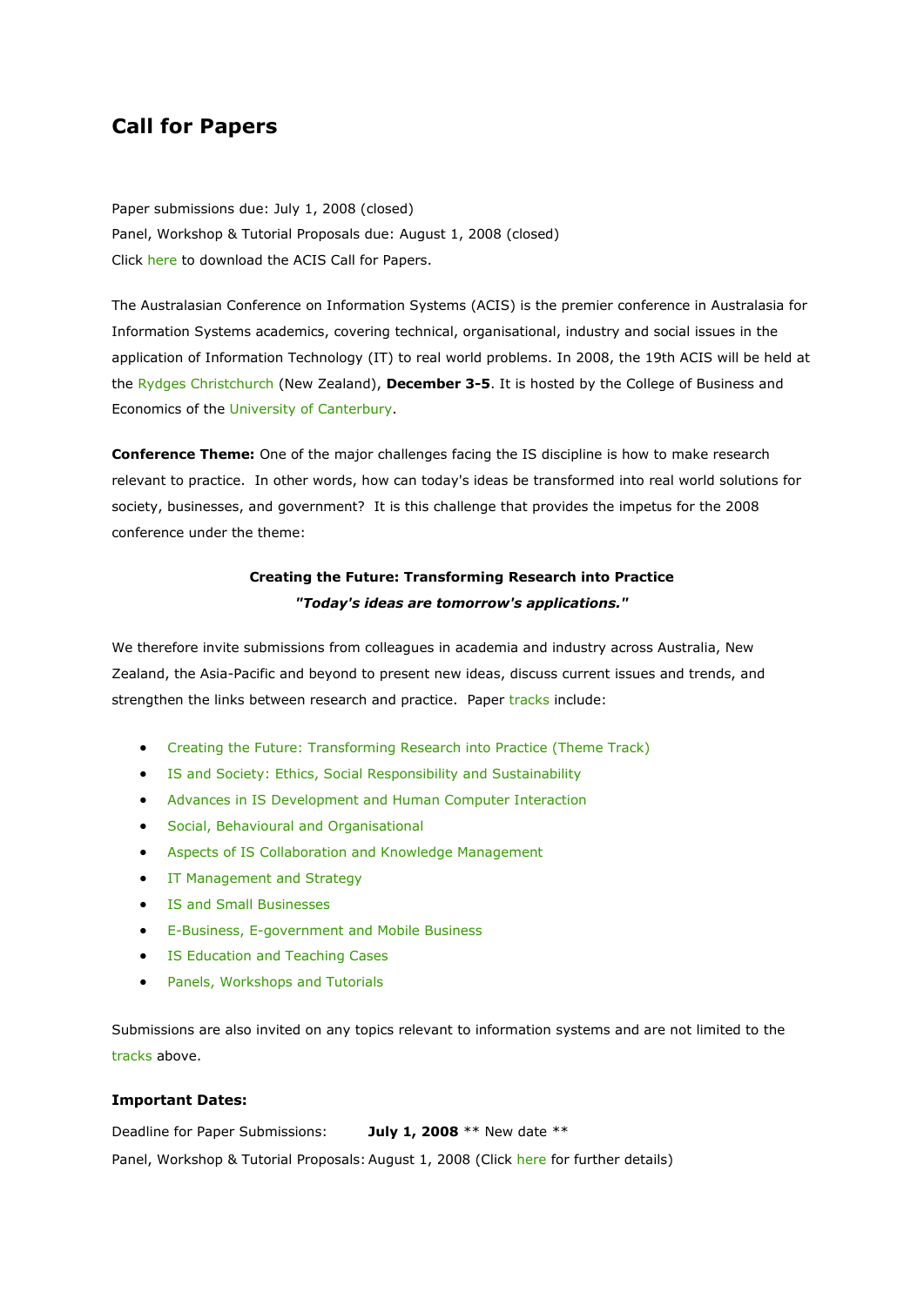# Call for Papers

Paper submissions due: July 1, 2008 (closed)
Panel, Workshop & Tutorial Proposals due: August 1, 2008 (closed)
Click here to download the ACIS Call for Papers.

The Australasian Conference on Information Systems (ACIS) is the premier conference in Australasia for Information Systems academics, covering technical, organisational, industry and social issues in the application of Information Technology (IT) to real world problems. In 2008, the 19th ACIS will be held at the Rydges Christchurch (New Zealand), **December 3-5**. It is hosted by the College of Business and Economics of the University of Canterbury.

**Conference Theme:** One of the major challenges facing the IS discipline is how to make research relevant to practice. In other words, how can today's ideas be transformed into real world solutions for society, businesses, and government? It is this challenge that provides the impetus for the 2008 conference under the theme:

**Creating the Future: Transforming Research into Practice**
***"Today's ideas are tomorrow's applications."***

We therefore invite submissions from colleagues in academia and industry across Australia, New Zealand, the Asia-Pacific and beyond to present new ideas, discuss current issues and trends, and strengthen the links between research and practice. Paper tracks include:

- Creating the Future: Transforming Research into Practice (Theme Track)
- IS and Society: Ethics, Social Responsibility and Sustainability
- Advances in IS Development and Human Computer Interaction
- Social, Behavioural and Organisational
- Aspects of IS Collaboration and Knowledge Management
- IT Management and Strategy
- IS and Small Businesses
- E-Business, E-government and Mobile Business
- IS Education and Teaching Cases
- Panels, Workshops and Tutorials

Submissions are also invited on any topics relevant to information systems and are not limited to the tracks above.

**Important Dates:**

Deadline for Paper Submissions: **July 1, 2008** ** New date **
Panel, Workshop & Tutorial Proposals: August 1, 2008 (Click here for further details)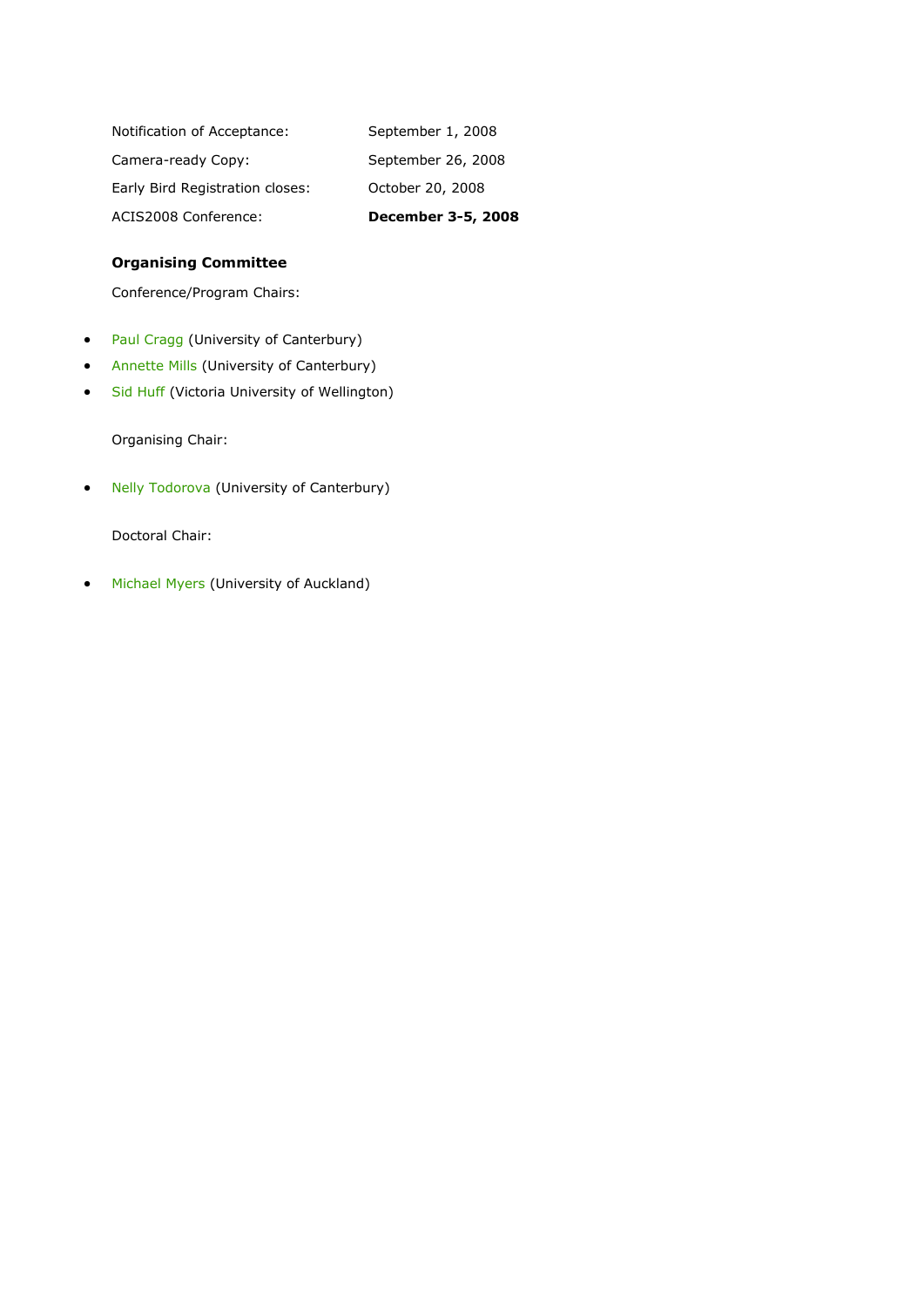| | |
|---|---|
| Notification of Acceptance: | September 1, 2008 |
| Camera-ready Copy: | September 26, 2008 |
| Early Bird Registration closes: | October 20, 2008 |
| ACIS2008 Conference: | **December 3-5, 2008** |

**Organising Committee**

Conference/Program Chairs:

- Paul Cragg (University of Canterbury)
- Annette Mills (University of Canterbury)
- Sid Huff (Victoria University of Wellington)

Organising Chair:

- Nelly Todorova (University of Canterbury)

Doctoral Chair:

- Michael Myers (University of Auckland)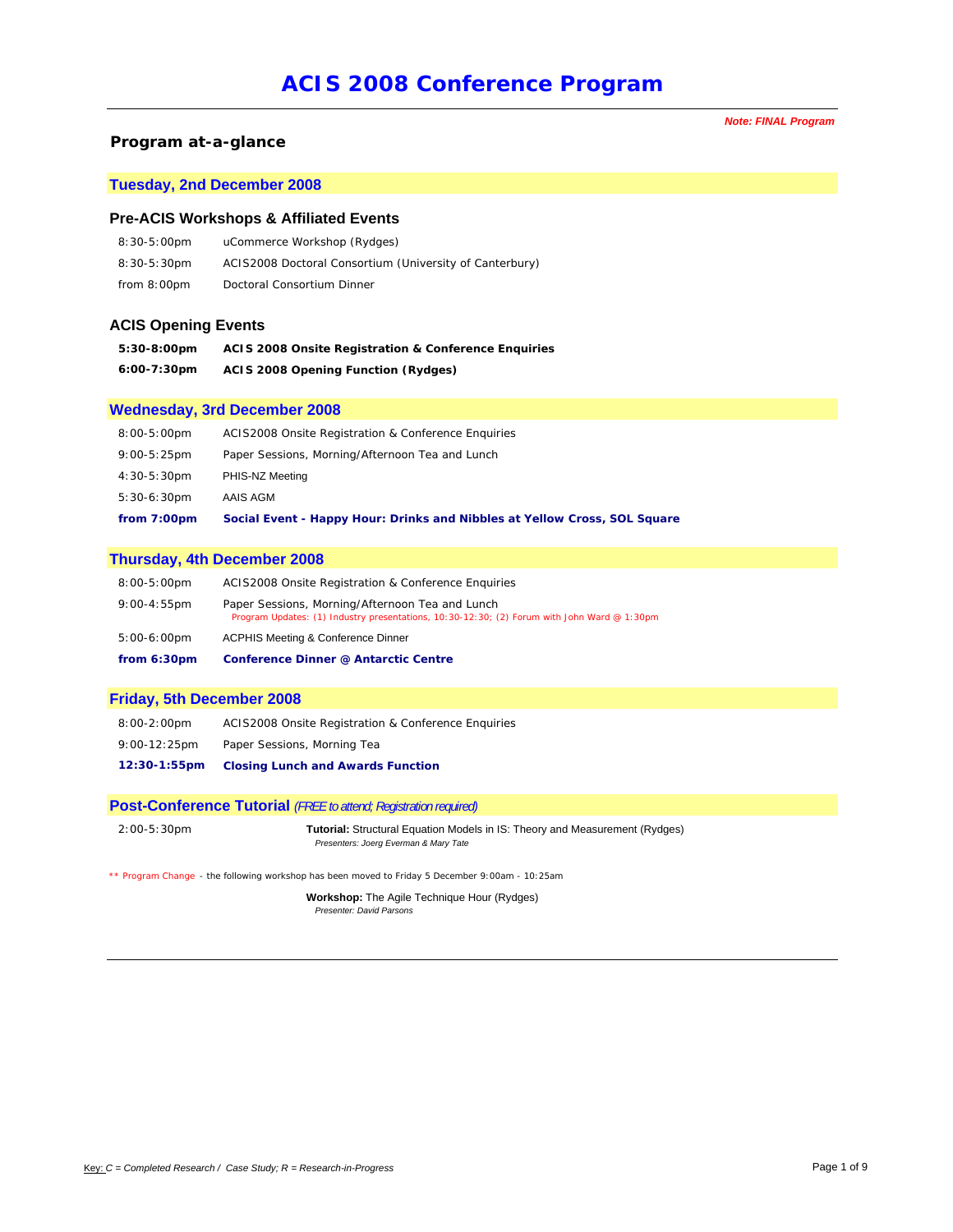# ACIS 2008 Conference Program

***Note: FINAL Program***

## Program at-a-glance

### Tuesday, 2nd December 2008

#### Pre-ACIS Workshops & Affiliated Events

| | |
|---|---|
| 8:30-5:00pm | uCommerce Workshop (Rydges) |
| 8:30-5:30pm | ACIS2008 Doctoral Consortium (University of Canterbury) |
| from 8:00pm | Doctoral Consortium Dinner |

#### ACIS Opening Events

| | |
|---|---|
| **5:30-8:00pm** | **ACIS 2008 Onsite Registration & Conference Enquiries** |
| **6:00-7:30pm** | **ACIS 2008 Opening Function (Rydges)** |

### Wednesday, 3rd December 2008

| | |
|---|---|
| 8:00-5:00pm | ACIS2008 Onsite Registration & Conference Enquiries |
| 9:00-5:25pm | Paper Sessions, Morning/Afternoon Tea and Lunch |
| 4:30-5:30pm | PHIS-NZ Meeting |
| 5:30-6:30pm | AAIS AGM |
| **from 7:00pm** | **Social Event - Happy Hour: Drinks and Nibbles at Yellow Cross, SOL Square** |

### Thursday, 4th December 2008

| | |
|---|---|
| 8:00-5:00pm | ACIS2008 Onsite Registration & Conference Enquiries |
| 9:00-4:55pm | Paper Sessions, Morning/Afternoon Tea and Lunch<br>Program Updates: (1) Industry presentations, 10:30-12:30; (2) Forum with John Ward @ 1:30pm |
| 5:00-6:00pm | ACPHIS Meeting & Conference Dinner |
| **from 6:30pm** | **Conference Dinner @ Antarctic Centre** |

### Friday, 5th December 2008

| | |
|---|---|
| 8:00-2:00pm | ACIS2008 Onsite Registration & Conference Enquiries |
| 9:00-12:25pm | Paper Sessions, Morning Tea |
| **12:30-1:55pm** | **Closing Lunch and Awards Function** |

### Post-Conference Tutorial *(FREE to attend; Registration required)*

| | |
|---|---|
| 2:00-5:30pm | **Tutorial:** Structural Equation Models in IS: Theory and Measurement (Rydges)<br>*Presenters: Joerg Everman & Mary Tate* |

** Program Change - the following workshop has been moved to Friday 5 December 9:00am - 10:25am

**Workshop:** The Agile Technique Hour (Rydges)
*Presenter: David Parsons*

Key: *C = Completed Research / Case Study; R = Research-in-Progress*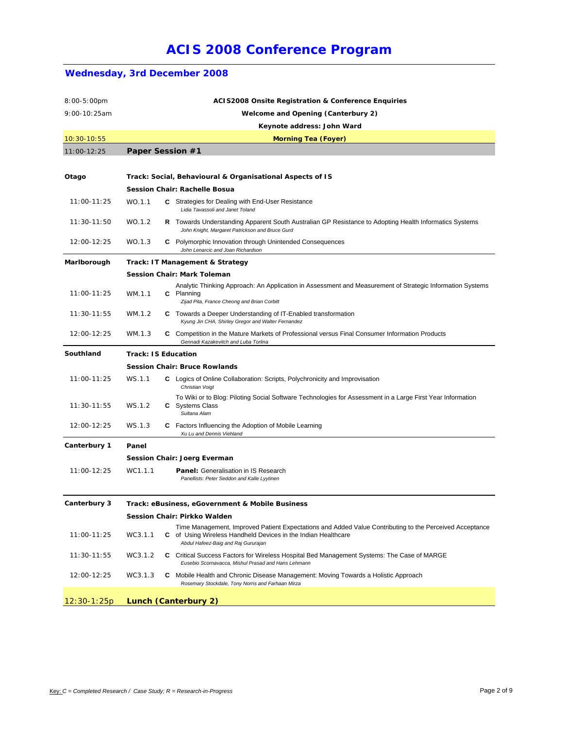# ACIS 2008 Conference Program

## Wednesday, 3rd December 2008

| | |
|---|---|
| 8:00-5:00pm | **ACIS2008 Onsite Registration & Conference Enquiries** |
| 9:00-10:25am | **Welcome and Opening (Canterbury 2)** |
| | **Keynote address: John Ward** |
| 10:30-10:55 | **Morning Tea (Foyer)** |
| 11:00-12:25 | **Paper Session #1** |

### Otago — Track: Social, Behavioural & Organisational Aspects of IS

**Session Chair: Rachelle Bosua**

| Time | Code | Type | Paper |
|---|---|---|---|
| 11:00-11:25 | WO.1.1 | C | Strategies for Dealing with End-User Resistance<br>*Lidia Tavassoli and Janet Toland* |
| 11:30-11:50 | WO.1.2 | R | Towards Understanding Apparent South Australian GP Resistance to Adopting Health Informatics Systems<br>*John Knight, Margaret Patrickson and Bruce Gurd* |
| 12:00-12:25 | WO.1.3 | C | Polymorphic Innovation through Unintended Consequences<br>*John Lenarcic and Joan Richardson* |

### Marlborough — Track: IT Management & Strategy

**Session Chair: Mark Toleman**

| Time | Code | Type | Paper |
|---|---|---|---|
| 11:00-11:25 | WM.1.1 | C | Analytic Thinking Approach: An Application in Assessment and Measurement of Strategic Information Systems Planning<br>*Zijad Pita, France Cheong and Brian Corbitt* |
| 11:30-11:55 | WM.1.2 | C | Towards a Deeper Understanding of IT-Enabled transformation<br>*Kyung Jin CHA, Shirley Gregor and Walter Fernandez* |
| 12:00-12:25 | WM.1.3 | C | Competition in the Mature Markets of Professional versus Final Consumer Information Products<br>*Gennadi Kazakevitch and Luba Torlina* |

### Southland — Track: IS Education

**Session Chair: Bruce Rowlands**

| Time | Code | Type | Paper |
|---|---|---|---|
| 11:00-11:25 | WS.1.1 | C | Logics of Online Collaboration: Scripts, Polychronicity and Improvisation<br>*Christian Voigt* |
| 11:30-11:55 | WS.1.2 | C | To Wiki or to Blog: Piloting Social Software Technologies for Assessment in a Large First Year Information Systems Class<br>*Sultana Alam* |
| 12:00-12:25 | WS.1.3 | C | Factors Influencing the Adoption of Mobile Learning<br>*Xu Lu and Dennis Viehland* |

### Canterbury 1 — Panel

**Session Chair: Joerg Everman**

| Time | Code | Type | Paper |
|---|---|---|---|
| 11:00-12:25 | WC1.1.1 | | **Panel:** Generalisation in IS Research<br>*Panellists: Peter Seddon and Kalle Lyytinen* |

### Canterbury 3 — Track: eBusiness, eGovernment & Mobile Business

**Session Chair: Pirkko Walden**

| Time | Code | Type | Paper |
|---|---|---|---|
| 11:00-11:25 | WC3.1.1 | C | Time Management, Improved Patient Expectations and Added Value Contributing to the Perceived Acceptance of Using Wireless Handheld Devices in the Indian Healthcare<br>*Abdul Hafeez-Baig and Raj Gururajan* |
| 11:30-11:55 | WC3.1.2 | C | Critical Success Factors for Wireless Hospital Bed Management Systems: The Case of MARGE<br>*Eusebio Scornavacca, Mishul Prasad and Hans Lehmann* |
| 12:00-12:25 | WC3.1.3 | C | Mobile Health and Chronic Disease Management: Moving Towards a Holistic Approach<br>*Rosemary Stockdale, Tony Norris and Farhaan Mirza* |

| | |
|---|---|
| 12:30-1:25p | **Lunch (Canterbury 2)** |

Key: C = *Completed Research / Case Study; R = Research-in-Progress*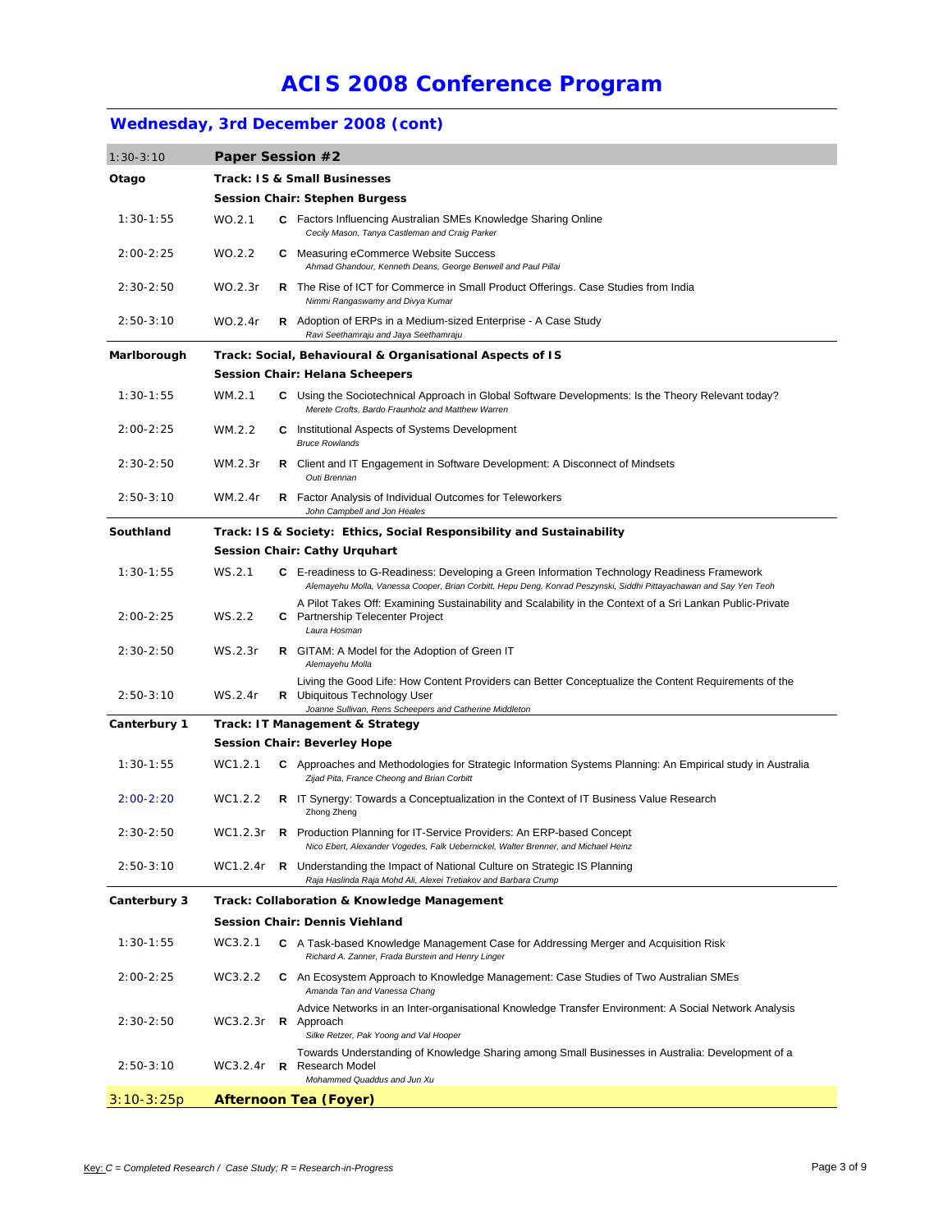# ACIS 2008 Conference Program

## Wednesday, 3rd December 2008 (cont)

| 1:30-3:10 | Paper Session #2 | | |
|---|---|---|---|
| **Otago** | **Track: IS & Small Businesses** | | |
| | **Session Chair: Stephen Burgess** | | |
| 1:30-1:55 | WO.2.1 | **C** | Factors Influencing Australian SMEs Knowledge Sharing Online<br>*Cecily Mason, Tanya Castleman and Craig Parker* |
| 2:00-2:25 | WO.2.2 | **C** | Measuring eCommerce Website Success<br>*Ahmad Ghandour, Kenneth Deans, George Benwell and Paul Pillai* |
| 2:30-2:50 | WO.2.3r | **R** | The Rise of ICT for Commerce in Small Product Offerings. Case Studies from India<br>*Nimmi Rangaswamy and Divya Kumar* |
| 2:50-3:10 | WO.2.4r | **R** | Adoption of ERPs in a Medium-sized Enterprise - A Case Study<br>*Ravi Seethamraju and Jaya Seethamraju* |
| **Marlborough** | **Track: Social, Behavioural & Organisational Aspects of IS** | | |
| | **Session Chair: Helana Scheepers** | | |
| 1:30-1:55 | WM.2.1 | **C** | Using the Sociotechnical Approach in Global Software Developments: Is the Theory Relevant today?<br>*Merete Crofts, Bardo Fraunholz and Matthew Warren* |
| 2:00-2:25 | WM.2.2 | **C** | Institutional Aspects of Systems Development<br>*Bruce Rowlands* |
| 2:30-2:50 | WM.2.3r | **R** | Client and IT Engagement in Software Development: A Disconnect of Mindsets<br>*Outi Brennan* |
| 2:50-3:10 | WM.2.4r | **R** | Factor Analysis of Individual Outcomes for Teleworkers<br>*John Campbell and Jon Heales* |
| **Southland** | **Track: IS & Society: Ethics, Social Responsibility and Sustainability** | | |
| | **Session Chair: Cathy Urquhart** | | |
| 1:30-1:55 | WS.2.1 | **C** | E-readiness to G-Readiness: Developing a Green Information Technology Readiness Framework<br>*Alemayehu Molla, Vanessa Cooper, Brian Corbitt, Hepu Deng, Konrad Peszynski, Siddhi Pittayachawan and Say Yen Teoh* |
| 2:00-2:25 | WS.2.2 | **C** | A Pilot Takes Off: Examining Sustainability and Scalability in the Context of a Sri Lankan Public-Private Partnership Telecenter Project<br>*Laura Hosman* |
| 2:30-2:50 | WS.2.3r | **R** | GITAM: A Model for the Adoption of Green IT<br>*Alemayehu Molla* |
| 2:50-3:10 | WS.2.4r | **R** | Living the Good Life: How Content Providers can Better Conceptualize the Content Requirements of the Ubiquitous Technology User<br>*Joanne Sullivan, Rens Scheepers and Catherine Middleton* |
| **Canterbury 1** | **Track: IT Management & Strategy** | | |
| | **Session Chair: Beverley Hope** | | |
| 1:30-1:55 | WC1.2.1 | **C** | Approaches and Methodologies for Strategic Information Systems Planning: An Empirical study in Australia<br>*Zijad Pita, France Cheong and Brian Corbitt* |
| 2:00-2:20 | WC1.2.2 | **R** | IT Synergy: Towards a Conceptualization in the Context of IT Business Value Research<br>Zhong Zheng |
| 2:30-2:50 | WC1.2.3r | **R** | Production Planning for IT-Service Providers: An ERP-based Concept<br>*Nico Ebert, Alexander Vogedes, Falk Uebernickel, Walter Brenner, and Michael Heinz* |
| 2:50-3:10 | WC1.2.4r | **R** | Understanding the Impact of National Culture on Strategic IS Planning<br>*Raja Haslinda Raja Mohd Ali, Alexei Tretiakov and Barbara Crump* |
| **Canterbury 3** | **Track: Collaboration & Knowledge Management** | | |
| | **Session Chair: Dennis Viehland** | | |
| 1:30-1:55 | WC3.2.1 | **C** | A Task-based Knowledge Management Case for Addressing Merger and Acquisition Risk<br>*Richard A. Zanner, Frada Burstein and Henry Linger* |
| 2:00-2:25 | WC3.2.2 | **C** | An Ecosystem Approach to Knowledge Management: Case Studies of Two Australian SMEs<br>*Amanda Tan and Vanessa Chang* |
| 2:30-2:50 | WC3.2.3r | **R** | Advice Networks in an Inter-organisational Knowledge Transfer Environment: A Social Network Analysis Approach<br>*Silke Retzer, Pak Yoong and Val Hooper* |
| 2:50-3:10 | WC3.2.4r | **R** | Towards Understanding of Knowledge Sharing among Small Businesses in Australia: Development of a Research Model<br>*Mohammed Quaddus and Jun Xu* |
| 3:10-3:25p | **Afternoon Tea (Foyer)** | | |

Key: *C = Completed Research / Case Study; R = Research-in-Progress*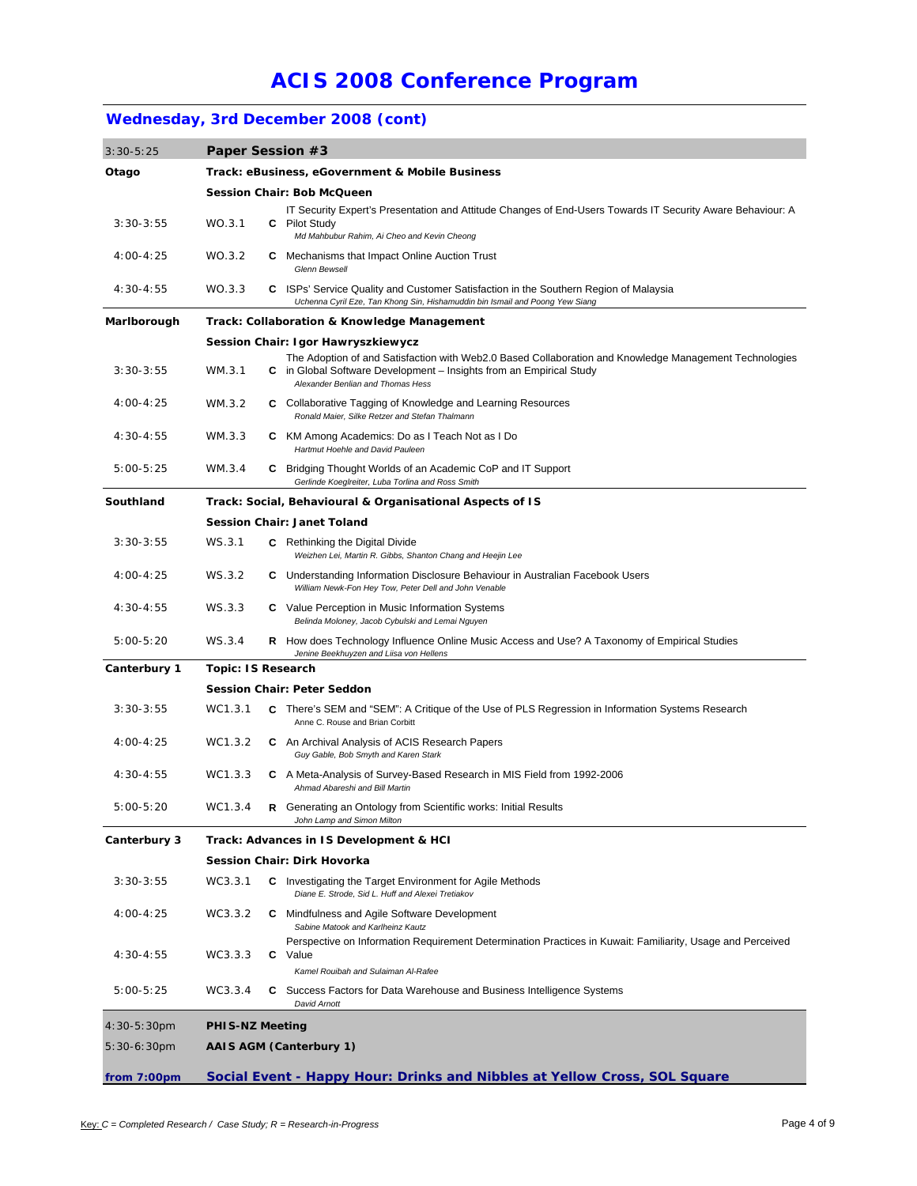# ACIS 2008 Conference Program

## Wednesday, 3rd December 2008 (cont)

| 3:30-5:25 | **Paper Session #3** | | |
|---|---|---|---|
| **Otago** | **Track: eBusiness, eGovernment & Mobile Business** | | |
| | **Session Chair: Bob McQueen** | | |
| 3:30-3:55 | WO.3.1 | **C** | IT Security Expert's Presentation and Attitude Changes of End-Users Towards IT Security Aware Behaviour: A Pilot Study<br>*Md Mahbubur Rahim, Ai Cheo and Kevin Cheong* |
| 4:00-4:25 | WO.3.2 | **C** | Mechanisms that Impact Online Auction Trust<br>*Glenn Bewsell* |
| 4:30-4:55 | WO.3.3 | **C** | ISPs' Service Quality and Customer Satisfaction in the Southern Region of Malaysia<br>*Uchenna Cyril Eze, Tan Khong Sin, Hishamuddin bin Ismail and Poong Yew Siang* |
| **Marlborough** | **Track: Collaboration & Knowledge Management** | | |
| | **Session Chair: Igor Hawryszkiewycz** | | |
| 3:30-3:55 | WM.3.1 | **C** | The Adoption of and Satisfaction with Web2.0 Based Collaboration and Knowledge Management Technologies in Global Software Development – Insights from an Empirical Study<br>*Alexander Benlian and Thomas Hess* |
| 4:00-4:25 | WM.3.2 | **C** | Collaborative Tagging of Knowledge and Learning Resources<br>*Ronald Maier, Silke Retzer and Stefan Thalmann* |
| 4:30-4:55 | WM.3.3 | **C** | KM Among Academics: Do as I Teach Not as I Do<br>*Hartmut Hoehle and David Pauleen* |
| 5:00-5:25 | WM.3.4 | **C** | Bridging Thought Worlds of an Academic CoP and IT Support<br>*Gerlinde Koeglreiter, Luba Torlina and Ross Smith* |
| **Southland** | **Track: Social, Behavioural & Organisational Aspects of IS** | | |
| | **Session Chair: Janet Toland** | | |
| 3:30-3:55 | WS.3.1 | **C** | Rethinking the Digital Divide<br>*Weizhen Lei, Martin R. Gibbs, Shanton Chang and Heejin Lee* |
| 4:00-4:25 | WS.3.2 | **C** | Understanding Information Disclosure Behaviour in Australian Facebook Users<br>*William Newk-Fon Hey Tow, Peter Dell and John Venable* |
| 4:30-4:55 | WS.3.3 | **C** | Value Perception in Music Information Systems<br>*Belinda Moloney, Jacob Cybulski and Lemai Nguyen* |
| 5:00-5:20 | WS.3.4 | **R** | How does Technology Influence Online Music Access and Use? A Taxonomy of Empirical Studies<br>*Jenine Beekhuyzen and Liisa von Hellens* |
| **Canterbury 1** | **Topic: IS Research** | | |
| | **Session Chair: Peter Seddon** | | |
| 3:30-3:55 | WC1.3.1 | **C** | There's SEM and "SEM": A Critique of the Use of PLS Regression in Information Systems Research<br>Anne C. Rouse and Brian Corbitt |
| 4:00-4:25 | WC1.3.2 | **C** | An Archival Analysis of ACIS Research Papers<br>*Guy Gable, Bob Smyth and Karen Stark* |
| 4:30-4:55 | WC1.3.3 | **C** | A Meta-Analysis of Survey-Based Research in MIS Field from 1992-2006<br>*Ahmad Abareshi and Bill Martin* |
| 5:00-5:20 | WC1.3.4 | **R** | Generating an Ontology from Scientific works: Initial Results<br>*John Lamp and Simon Milton* |
| **Canterbury 3** | **Track: Advances in IS Development & HCI** | | |
| | **Session Chair: Dirk Hovorka** | | |
| 3:30-3:55 | WC3.3.1 | **C** | Investigating the Target Environment for Agile Methods<br>*Diane E. Strode, Sid L. Huff and Alexei Tretiakov* |
| 4:00-4:25 | WC3.3.2 | **C** | Mindfulness and Agile Software Development<br>*Sabine Matook and Karlheinz Kautz* |
| 4:30-4:55 | WC3.3.3 | **C** | Perspective on Information Requirement Determination Practices in Kuwait: Familiarity, Usage and Perceived Value<br>*Kamel Rouibah and Sulaiman Al-Rafee* |
| 5:00-5:25 | WC3.3.4 | **C** | Success Factors for Data Warehouse and Business Intelligence Systems<br>*David Arnott* |
| 4:30-5:30pm | **PHIS-NZ Meeting** | | |
| 5:30-6:30pm | **AAIS AGM (Canterbury 1)** | | |
| **from 7:00pm** | **Social Event - Happy Hour: Drinks and Nibbles at Yellow Cross, SOL Square** | | |

Key: *C = Completed Research / Case Study; R = Research-in-Progress*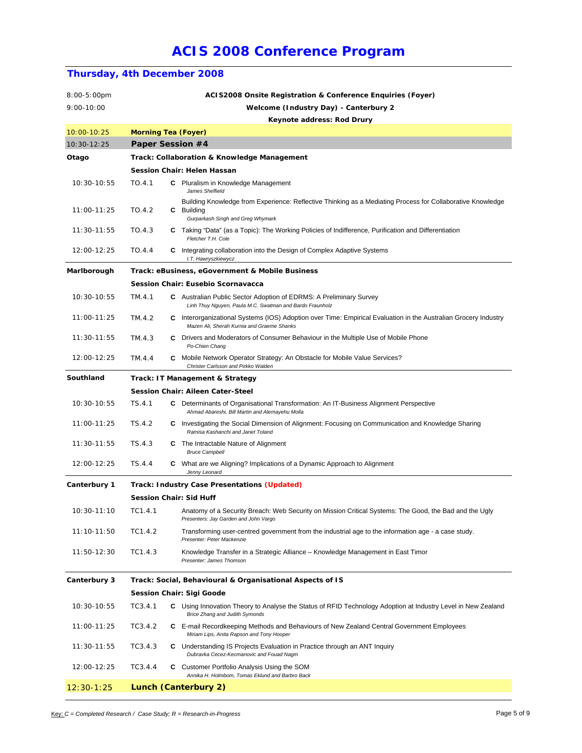# ACIS 2008 Conference Program

## Thursday, 4th December 2008

| | | | |
|---|---|---|---|
| 8:00-5:00pm | | | **ACIS2008 Onsite Registration & Conference Enquiries (Foyer)** |
| 9:00-10:00 | | | **Welcome (Industry Day) - Canterbury 2** |
| | | | **Keynote address: Rod Drury** |
| 10:00-10:25 | **Morning Tea (Foyer)** | | |
| 10:30-12:25 | **Paper Session #4** | | |
| **Otago** | **Track: Collaboration & Knowledge Management** | | |
| | **Session Chair: Helen Hassan** | | |
| 10:30-10:55 | TO.4.1 | **C** | Pluralism in Knowledge Management<br>*James Sheffield* |
| 11:00-11:25 | TO.4.2 | **C** | Building Knowledge from Experience: Reflective Thinking as a Mediating Process for Collaborative Knowledge Building<br>*Gurparkash Singh and Greg Whymark* |
| 11:30-11:55 | TO.4.3 | **C** | Taking "Data" (as a Topic): The Working Policies of Indifference, Purification and Differentiation<br>*Fletcher T.H. Cole* |
| 12:00-12:25 | TO.4.4 | **C** | Integrating collaboration into the Design of Complex Adaptive Systems<br>*I.T. Hawryszkiewycz* |
| **Marlborough** | **Track: eBusiness, eGovernment & Mobile Business** | | |
| | **Session Chair: Eusebio Scornavacca** | | |
| 10:30-10:55 | TM.4.1 | **C** | Australian Public Sector Adoption of EDRMS: A Preliminary Survey<br>*Linh Thuy Nguyen, Paula M.C. Swatman and Bardo Fraunholz* |
| 11:00-11:25 | TM.4.2 | **C** | Interorganizational Systems (IOS) Adoption over Time: Empirical Evaluation in the Australian Grocery Industry<br>*Mazen Ali, Sherah Kurnia and Graeme Shanks* |
| 11:30-11:55 | TM.4.3 | **C** | Drivers and Moderators of Consumer Behaviour in the Multiple Use of Mobile Phone<br>*Po-Chien Chang* |
| 12:00-12:25 | TM.4.4 | **C** | Mobile Network Operator Strategy: An Obstacle for Mobile Value Services?<br>*Christer Carlsson and Pirkko Walden* |
| **Southland** | **Track: IT Management & Strategy** | | |
| | **Session Chair: Aileen Cater-Steel** | | |
| 10:30-10:55 | TS.4.1 | **C** | Determinants of Organisational Transformation: An IT-Business Alignment Perspective<br>*Ahmad Abareshi, Bill Martin and Alemayehu Molla* |
| 11:00-11:25 | TS.4.2 | **C** | Investigating the Social Dimension of Alignment: Focusing on Communication and Knowledge Sharing<br>*Ramisa Kashanchi and Janet Toland* |
| 11:30-11:55 | TS.4.3 | **C** | The Intractable Nature of Alignment<br>*Bruce Campbell* |
| 12:00-12:25 | TS.4.4 | **C** | What are we Aligning? Implications of a Dynamic Approach to Alignment<br>*Jenny Leonard* |
| **Canterbury 1** | **Track: Industry Case Presentations (Updated)** | | |
| | **Session Chair: Sid Huff** | | |
| 10:30-11:10 | TC1.4.1 | | Anatomy of a Security Breach: Web Security on Mission Critical Systems: The Good, the Bad and the Ugly<br>*Presenters: Jay Garden and John Vargo* |
| 11:10-11:50 | TC1.4.2 | | Transforming user-centred government from the industrial age to the information age - a case study.<br>*Presenter: Peter Mackenzie* |
| 11:50-12:30 | TC1.4.3 | | Knowledge Transfer in a Strategic Alliance – Knowledge Management in East Timor<br>*Presenter: James Thomson* |
| **Canterbury 3** | **Track: Social, Behavioural & Organisational Aspects of IS** | | |
| | **Session Chair: Sigi Goode** | | |
| 10:30-10:55 | TC3.4.1 | **C** | Using Innovation Theory to Analyse the Status of RFID Technology Adoption at Industry Level in New Zealand<br>*Brice Zhang and Judith Symonds* |
| 11:00-11:25 | TC3.4.2 | **C** | E-mail Recordkeeping Methods and Behaviours of New Zealand Central Government Employees<br>*Miriam Lips, Anita Rapson and Tony Hooper* |
| 11:30-11:55 | TC3.4.3 | **C** | Understanding IS Projects Evaluation in Practice through an ANT Inquiry<br>*Dubravka Cecez-Kecmanovic and Fouad Nagm* |
| 12:00-12:25 | TC3.4.4 | **C** | Customer Portfolio Analysis Using the SOM<br>*Annika H. Holmbom, Tomas Eklund and Barbro Back* |
| 12:30-1:25 | **Lunch (Canterbury 2)** | | |

Key: C = *Completed Research / Case Study; R = Research-in-Progress*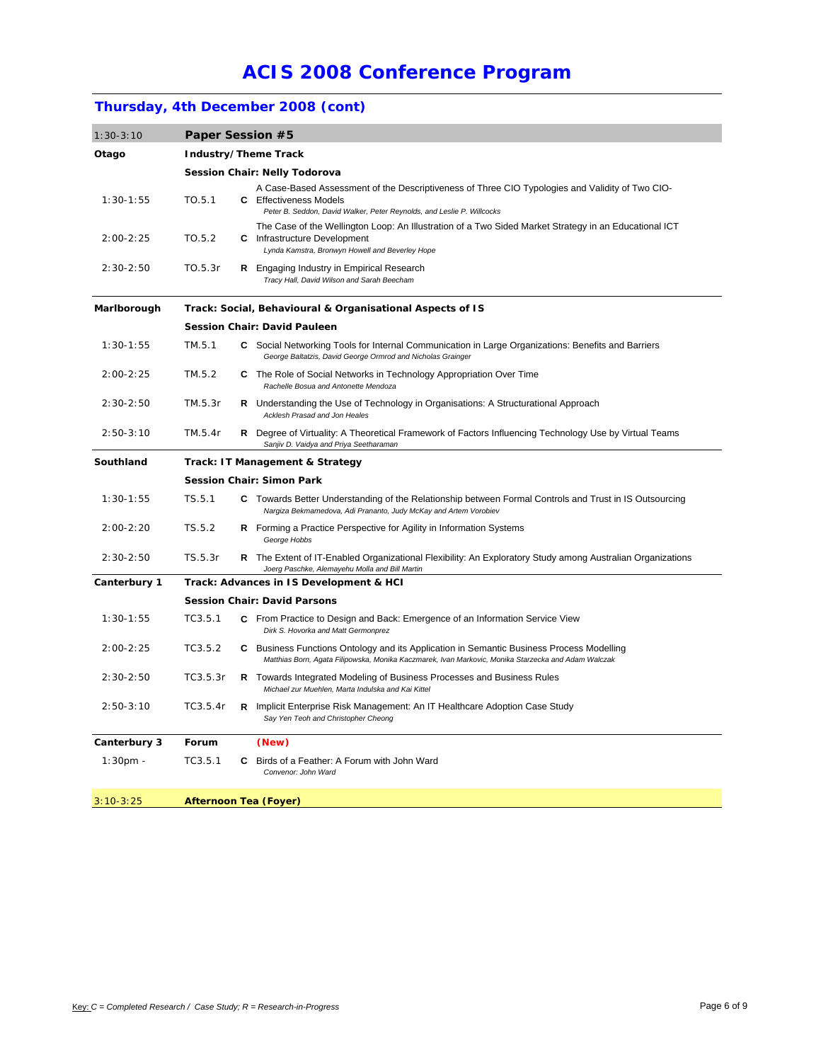# ACIS 2008 Conference Program

## Thursday, 4th December 2008 (cont)

| 1:30-3:10 | Paper Session #5 | | |
|---|---|---|---|
| **Otago** | **Industry/Theme Track** | | |
| | **Session Chair: Nelly Todorova** | | |
| 1:30-1:55 | TO.5.1 | **C** | A Case-Based Assessment of the Descriptiveness of Three CIO Typologies and Validity of Two CIO-Effectiveness Models<br>*Peter B. Seddon, David Walker, Peter Reynolds, and Leslie P. Willcocks* |
| 2:00-2:25 | TO.5.2 | **C** | The Case of the Wellington Loop: An Illustration of a Two Sided Market Strategy in an Educational ICT Infrastructure Development<br>*Lynda Kamstra, Bronwyn Howell and Beverley Hope* |
| 2:30-2:50 | TO.5.3r | **R** | Engaging Industry in Empirical Research<br>*Tracy Hall, David Wilson and Sarah Beecham* |
| **Marlborough** | **Track: Social, Behavioural & Organisational Aspects of IS** | | |
| | **Session Chair: David Pauleen** | | |
| 1:30-1:55 | TM.5.1 | **C** | Social Networking Tools for Internal Communication in Large Organizations: Benefits and Barriers<br>*George Baltatzis, David George Ormrod and Nicholas Grainger* |
| 2:00-2:25 | TM.5.2 | **C** | The Role of Social Networks in Technology Appropriation Over Time<br>*Rachelle Bosua and Antonette Mendoza* |
| 2:30-2:50 | TM.5.3r | **R** | Understanding the Use of Technology in Organisations: A Structurational Approach<br>*Acklesh Prasad and Jon Heales* |
| 2:50-3:10 | TM.5.4r | **R** | Degree of Virtuality: A Theoretical Framework of Factors Influencing Technology Use by Virtual Teams<br>*Sanjiv D. Vaidya and Priya Seetharaman* |
| **Southland** | **Track: IT Management & Strategy** | | |
| | **Session Chair: Simon Park** | | |
| 1:30-1:55 | TS.5.1 | **C** | Towards Better Understanding of the Relationship between Formal Controls and Trust in IS Outsourcing<br>*Nargiza Bekmamedova, Adi Prananto, Judy McKay and Artem Vorobiev* |
| 2:00-2:20 | TS.5.2 | **R** | Forming a Practice Perspective for Agility in Information Systems<br>*George Hobbs* |
| 2:30-2:50 | TS.5.3r | **R** | The Extent of IT-Enabled Organizational Flexibility: An Exploratory Study among Australian Organizations<br>*Joerg Paschke, Alemayehu Molla and Bill Martin* |
| **Canterbury 1** | **Track: Advances in IS Development & HCI** | | |
| | **Session Chair: David Parsons** | | |
| 1:30-1:55 | TC3.5.1 | **C** | From Practice to Design and Back: Emergence of an Information Service View<br>*Dirk S. Hovorka and Matt Germonprez* |
| 2:00-2:25 | TC3.5.2 | **C** | Business Functions Ontology and its Application in Semantic Business Process Modelling<br>*Matthias Born, Agata Filipowska, Monika Kaczmarek, Ivan Markovic, Monika Starzecka and Adam Walczak* |
| 2:30-2:50 | TC3.5.3r | **R** | Towards Integrated Modeling of Business Processes and Business Rules<br>*Michael zur Muehlen, Marta Indulska and Kai Kittel* |
| 2:50-3:10 | TC3.5.4r | **R** | Implicit Enterprise Risk Management: An IT Healthcare Adoption Case Study<br>*Say Yen Teoh and Christopher Cheong* |
| **Canterbury 3** | **Forum** | | **(New)** |
| 1:30pm - | TC3.5.1 | **C** | Birds of a Feather: A Forum with John Ward<br>*Convenor: John Ward* |
| 3:10-3:25 | **Afternoon Tea (Foyer)** | | |

Key: *C = Completed Research / Case Study; R = Research-in-Progress*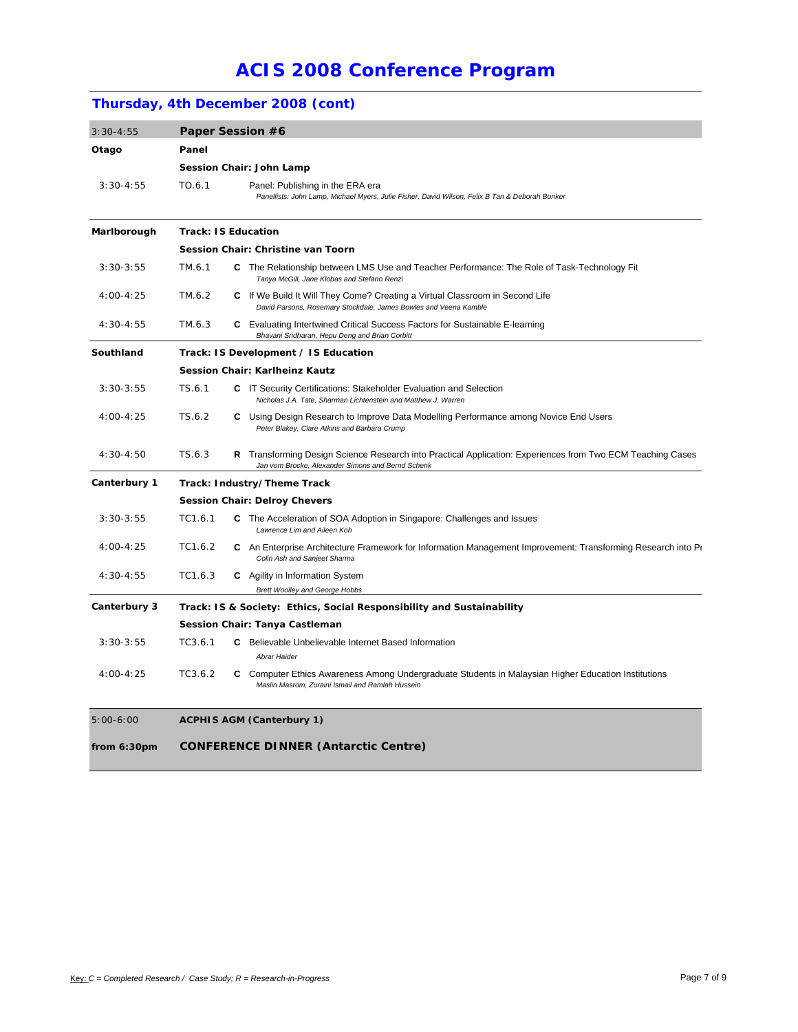# ACIS 2008 Conference Program

## Thursday, 4th December 2008 (cont)

| 3:30-4:55 | Paper Session #6 | | |
|---|---|---|---|
| **Otago** | **Panel** | | |
| | **Session Chair: John Lamp** | | |
| 3:30-4:55 | TO.6.1 | | Panel: Publishing in the ERA era<br>*Panellists: John Lamp, Michael Myers, Julie Fisher, David Wilson, Felix B Tan & Deborah Bunker* |
| **Marlborough** | **Track: IS Education** | | |
| | **Session Chair: Christine van Toorn** | | |
| 3:30-3:55 | TM.6.1 | **C** | The Relationship between LMS Use and Teacher Performance: The Role of Task-Technology Fit<br>*Tanya McGill, Jane Klobas and Stefano Renzi* |
| 4:00-4:25 | TM.6.2 | **C** | If We Build It Will They Come? Creating a Virtual Classroom in Second Life<br>*David Parsons, Rosemary Stockdale, James Bowles and Veena Kamble* |
| 4:30-4:55 | TM.6.3 | **C** | Evaluating Intertwined Critical Success Factors for Sustainable E-learning<br>*Bhavani Sridharan, Hepu Deng and Brian Corbitt* |
| **Southland** | **Track: IS Development / IS Education** | | |
| | **Session Chair: Karlheinz Kautz** | | |
| 3:30-3:55 | TS.6.1 | **C** | IT Security Certifications: Stakeholder Evaluation and Selection<br>*Nicholas J.A. Tate, Sharman Lichtenstein and Matthew J. Warren* |
| 4:00-4:25 | TS.6.2 | **C** | Using Design Research to Improve Data Modelling Performance among Novice End Users<br>*Peter Blakey, Clare Atkins and Barbara Crump* |
| 4:30-4:50 | TS.6.3 | **R** | Transforming Design Science Research into Practical Application: Experiences from Two ECM Teaching Cases<br>*Jan vom Brocke, Alexander Simons and Bernd Schenk* |
| **Canterbury 1** | **Track: Industry/Theme Track** | | |
| | **Session Chair: Delroy Chevers** | | |
| 3:30-3:55 | TC1.6.1 | **C** | The Acceleration of SOA Adoption in Singapore: Challenges and Issues<br>*Lawrence Lim and Aileen Koh* |
| 4:00-4:25 | TC1.6.2 | **C** | An Enterprise Architecture Framework for Information Management Improvement: Transforming Research into Pr<br>*Colin Ash and Sanjeet Sharma* |
| 4:30-4:55 | TC1.6.3 | **C** | Agility in Information System<br>*Brett Woolley and George Hobbs* |
| **Canterbury 3** | **Track: IS & Society: Ethics, Social Responsibility and Sustainability** | | |
| | **Session Chair: Tanya Castleman** | | |
| 3:30-3:55 | TC3.6.1 | **C** | Believable Unbelievable Internet Based Information<br>*Abrar Haider* |
| 4:00-4:25 | TC3.6.2 | **C** | Computer Ethics Awareness Among Undergraduate Students in Malaysian Higher Education Institutions<br>*Maslin Masrom, Zuraini Ismail and Ramlah Hussein* |
| 5:00-6:00 | **ACPHIS AGM (Canterbury 1)** | | |
| **from 6:30pm** | **CONFERENCE DINNER (Antarctic Centre)** | | |

Key: C = *Completed Research / Case Study; R = Research-in-Progress*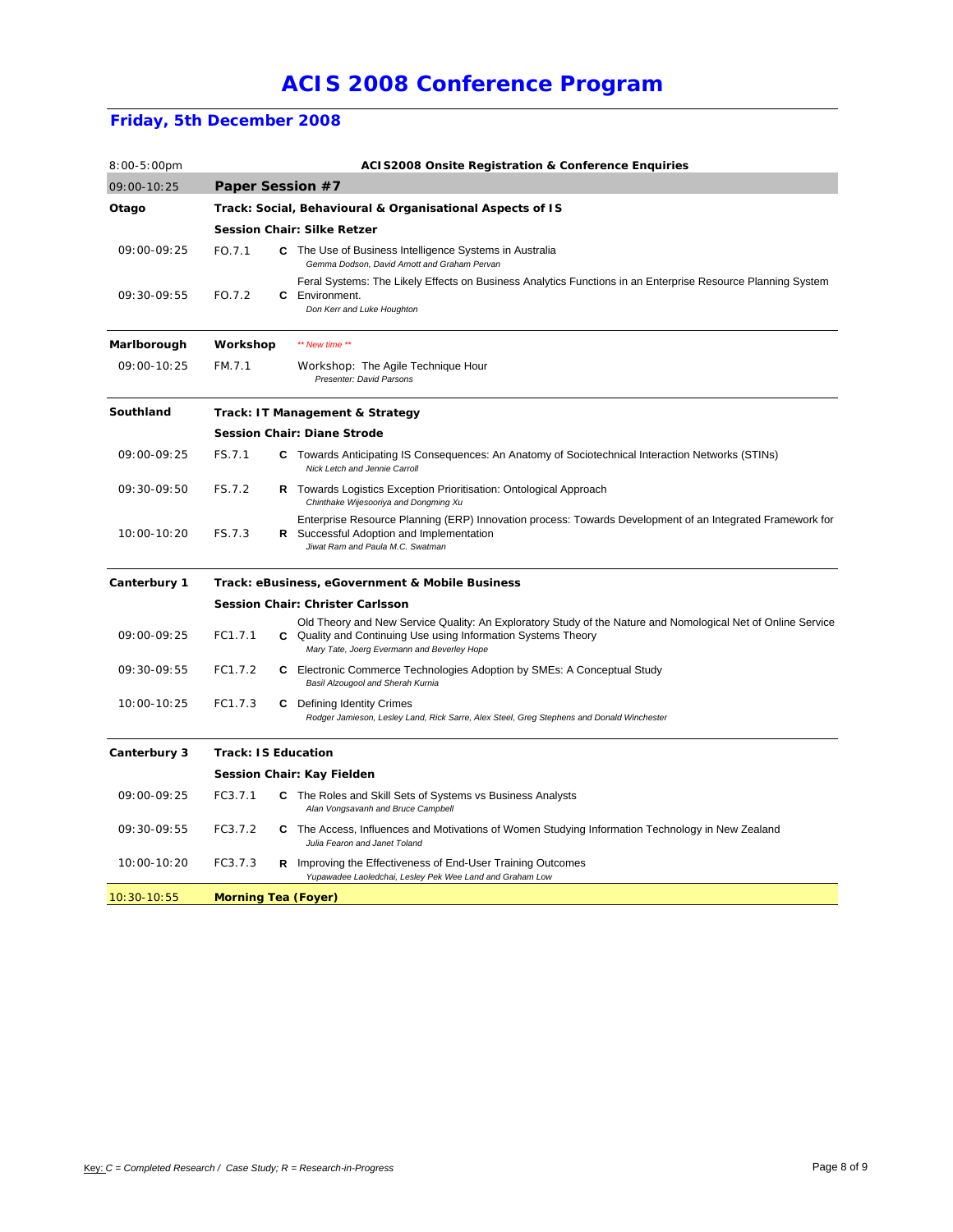# ACIS 2008 Conference Program

## Friday, 5th December 2008

| | | | |
|---|---|---|---|
| 8:00-5:00pm | **ACIS2008 Onsite Registration & Conference Enquiries** | | |
| 09:00-10:25 | **Paper Session #7** | | |
| **Otago** | **Track: Social, Behavioural & Organisational Aspects of IS** | | |
| | **Session Chair: Silke Retzer** | | |
| 09:00-09:25 | FO.7.1 | **C** | The Use of Business Intelligence Systems in Australia<br>*Gemma Dodson, David Arnott and Graham Pervan* |
| 09:30-09:55 | FO.7.2 | **C** | Feral Systems: The Likely Effects on Business Analytics Functions in an Enterprise Resource Planning System Environment.<br>*Don Kerr and Luke Houghton* |
| **Marlborough** | **Workshop** | | *\*\* New time \*\** |
| 09:00-10:25 | FM.7.1 | | Workshop: The Agile Technique Hour<br>*Presenter: David Parsons* |
| **Southland** | **Track: IT Management & Strategy** | | |
| | **Session Chair: Diane Strode** | | |
| 09:00-09:25 | FS.7.1 | **C** | Towards Anticipating IS Consequences: An Anatomy of Sociotechnical Interaction Networks (STINs)<br>*Nick Letch and Jennie Carroll* |
| 09:30-09:50 | FS.7.2 | **R** | Towards Logistics Exception Prioritisation: Ontological Approach<br>*Chinthake Wijesooriya and Dongming Xu* |
| 10:00-10:20 | FS.7.3 | **R** | Enterprise Resource Planning (ERP) Innovation process: Towards Development of an Integrated Framework for Successful Adoption and Implementation<br>*Jiwat Ram and Paula M.C. Swatman* |
| **Canterbury 1** | **Track: eBusiness, eGovernment & Mobile Business** | | |
| | **Session Chair: Christer Carlsson** | | |
| 09:00-09:25 | FC1.7.1 | **C** | Old Theory and New Service Quality: An Exploratory Study of the Nature and Nomological Net of Online Service Quality and Continuing Use using Information Systems Theory<br>*Mary Tate, Joerg Evermann and Beverley Hope* |
| 09:30-09:55 | FC1.7.2 | **C** | Electronic Commerce Technologies Adoption by SMEs: A Conceptual Study<br>*Basil Alzougool and Sherah Kurnia* |
| 10:00-10:25 | FC1.7.3 | **C** | Defining Identity Crimes<br>*Rodger Jamieson, Lesley Land, Rick Sarre, Alex Steel, Greg Stephens and Donald Winchester* |
| **Canterbury 3** | **Track: IS Education** | | |
| | **Session Chair: Kay Fielden** | | |
| 09:00-09:25 | FC3.7.1 | **C** | The Roles and Skill Sets of Systems vs Business Analysts<br>*Alan Vongsavanh and Bruce Campbell* |
| 09:30-09:55 | FC3.7.2 | **C** | The Access, Influences and Motivations of Women Studying Information Technology in New Zealand<br>*Julia Fearon and Janet Toland* |
| 10:00-10:20 | FC3.7.3 | **R** | Improving the Effectiveness of End-User Training Outcomes<br>*Yupawadee Laoledchai, Lesley Pek Wee Land and Graham Low* |
| 10:30-10:55 | **Morning Tea (Foyer)** | | |

Key: *C = Completed Research / Case Study; R = Research-in-Progress*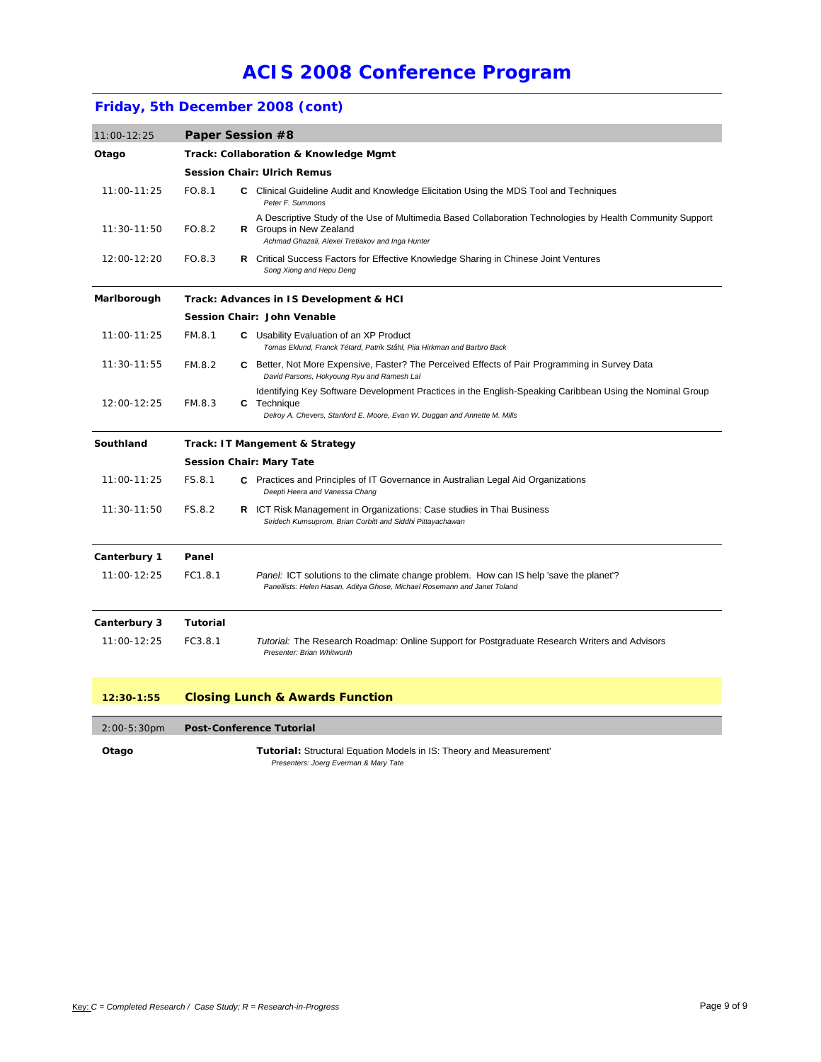# ACIS 2008 Conference Program

## Friday, 5th December 2008 (cont)

| | | | |
|---|---|---|---|
| 11:00-12:25 | **Paper Session #8** | | |
| **Otago** | **Track: Collaboration & Knowledge Mgmt** | | |
| | **Session Chair: Ulrich Remus** | | |
| 11:00-11:25 | FO.8.1 | **C** | Clinical Guideline Audit and Knowledge Elicitation Using the MDS Tool and Techniques *Peter F. Summons* |
| 11:30-11:50 | FO.8.2 | **R** | A Descriptive Study of the Use of Multimedia Based Collaboration Technologies by Health Community Support Groups in New Zealand *Achmad Ghazali, Alexei Tretiakov and Inga Hunter* |
| 12:00-12:20 | FO.8.3 | **R** | Critical Success Factors for Effective Knowledge Sharing in Chinese Joint Ventures *Song Xiong and Hepu Deng* |
| **Marlborough** | **Track: Advances in IS Development & HCI** | | |
| | **Session Chair: John Venable** | | |
| 11:00-11:25 | FM.8.1 | **C** | Usability Evaluation of an XP Product *Tomas Eklund, Franck Tétard, Patrik Ståhl, Piia Hirkman and Barbro Back* |
| 11:30-11:55 | FM.8.2 | **C** | Better, Not More Expensive, Faster? The Perceived Effects of Pair Programming in Survey Data *David Parsons, Hokyoung Ryu and Ramesh Lal* |
| 12:00-12:25 | FM.8.3 | **C** | Identifying Key Software Development Practices in the English-Speaking Caribbean Using the Nominal Group Technique *Delroy A. Chevers, Stanford E. Moore, Evan W. Duggan and Annette M. Mills* |
| **Southland** | **Track: IT Mangement & Strategy** | | |
| | **Session Chair: Mary Tate** | | |
| 11:00-11:25 | FS.8.1 | **C** | Practices and Principles of IT Governance in Australian Legal Aid Organizations *Deepti Heera and Vanessa Chang* |
| 11:30-11:50 | FS.8.2 | **R** | ICT Risk Management in Organizations: Case studies in Thai Business *Siridech Kumsuprom, Brian Corbitt and Siddhi Pittayachawan* |
| **Canterbury 1** | **Panel** | | |
| 11:00-12:25 | FC1.8.1 | | *Panel:* ICT solutions to the climate change problem. How can IS help 'save the planet'? *Panellists: Helen Hasan, Aditya Ghose, Michael Rosemann and Janet Toland* |
| **Canterbury 3** | **Tutorial** | | |
| 11:00-12:25 | FC3.8.1 | | *Tutorial:* The Research Roadmap: Online Support for Postgraduate Research Writers and Advisors *Presenter: Brian Whitworth* |
| **12:30-1:55** | **Closing Lunch & Awards Function** | | |
| 2:00-5:30pm | **Post-Conference Tutorial** | | |
| **Otago** | | | **Tutorial:** Structural Equation Models in IS: Theory and Measurement' *Presenters: Joerg Everman & Mary Tate* |

Key: *C = Completed Research / Case Study; R = Research-in-Progress*